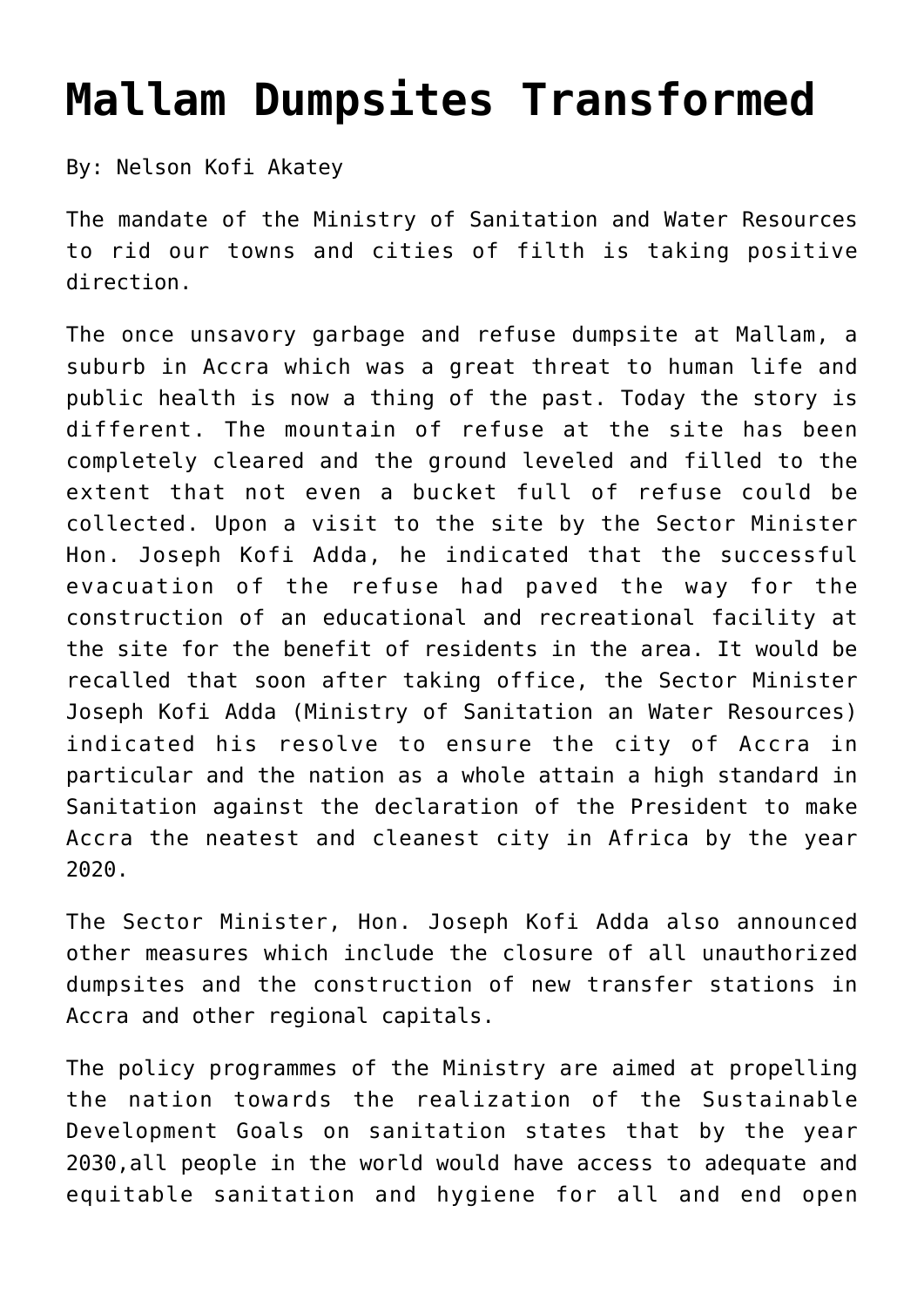# Mallam Dumpsites Transformed

By: Nelson Kofi Akatey

The mandate of the Ministry of Sanitation and Water Resources to rid our towns and cities of filth is taking positive direction.

The once unsavory garbage and refuse dumpsite at Mallam, a suburb in Accra which was a great threat to human life and public health is now a thing of the past. Today the story is different. The mountain of refuse at the site has been completely cleared and the ground leveled and filled to the extent that not even a bucket full of refuse could be collected. Upon a visit to the site by the Sector Minister Hon. Joseph Kofi Adda, he indicated that the successful evacuation of the refuse had paved the way for the construction of an educational and recreational facility at the site for the benefit of residents in the area. It would be recalled that soon after taking office, the Sector Minister Joseph Kofi Adda (Ministry of Sanitation an Water Resources) indicated his resolve to ensure the city of Accra in particular and the nation as a whole attain a high standard in Sanitation against the declaration of the President to make Accra the neatest and cleanest city in Africa by the year 2020.

The Sector Minister, Hon. Joseph Kofi Adda also announced other measures which include the closure of all unauthorized dumpsites and the construction of new transfer stations in Accra and other regional capitals.

The policy programmes of the Ministry are aimed at propelling the nation towards the realization of the Sustainable Development Goals on sanitation states that by the year 2030,all people in the world would have access to adequate and equitable sanitation and hygiene for all and end open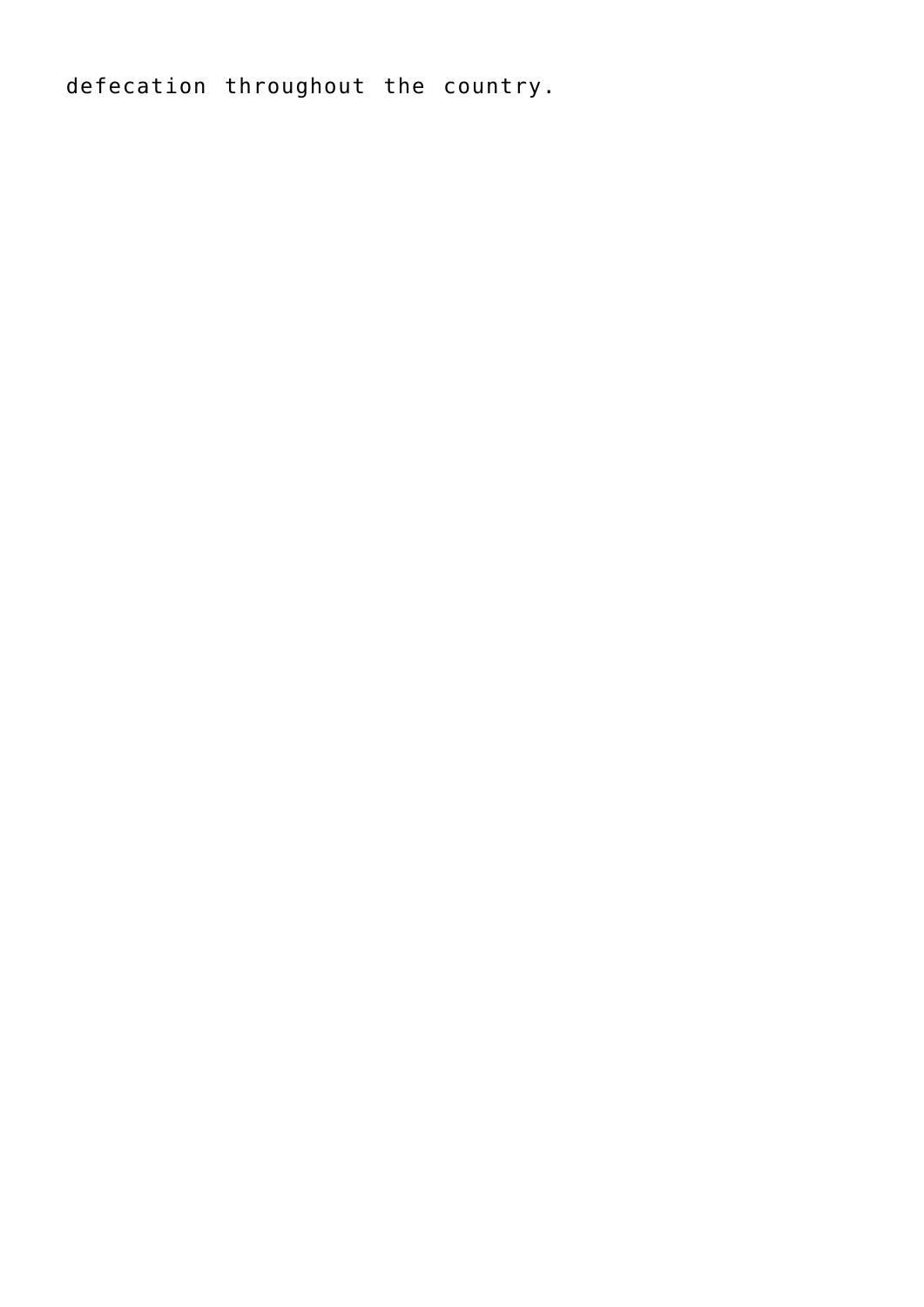defecation throughout the country.